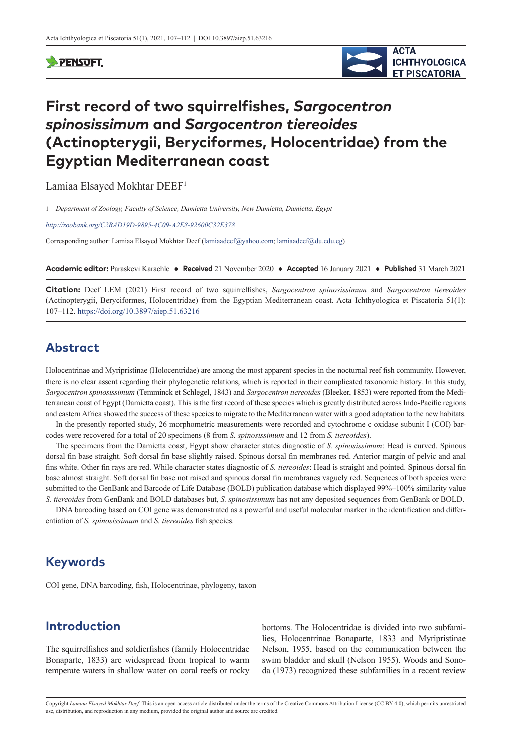# First record of two squirrelfishes, *Sargocentron spinosissimum* and *Sargocentron tiereoides* (Actinopterygii, Beryciformes, Holocentridae) from the Egyptian Mediterranean coast

Lamiaa Elsayed Mokhtar DEEF[1]

1 *Department of Zoology, Faculty of Science, Damietta University, New Damietta, Damietta, Egypt*

*http://zoobank.org/C2BAD19D-9895-4C09-A2E8-92600C32E378*

Corresponding author: Lamiaa Elsayed Mokhtar Deef (lamiaadeef@yahoo.com; lamiaadeef@du.edu.eg)

**Academic editor:** Paraskevi Karachle ♦ **Received** 21 November 2020 ♦ **Accepted** 16 January 2021 ♦ **Published** 31 March 2021

**Citation:** Deef LEM (2021) First record of two squirrelfishes, *Sargocentron spinosissimum* and *Sargocentron tiereoides* (Actinopterygii, Beryciformes, Holocentridae) from the Egyptian Mediterranean coast. Acta Ichthyologica et Piscatoria 51(1): 107–112. https://doi.org/10.3897/aiep.51.63216

## Abstract

Holocentrinae and Myripristinae (Holocentridae) are among the most apparent species in the nocturnal reef fish community. However, there is no clear assent regarding their phylogenetic relations, which is reported in their complicated taxonomic history. In this study, *Sargocentron spinosissimum* (Temminck et Schlegel, 1843) and *Sargocentron tiereoides* (Bleeker, 1853) were reported from the Mediterranean coast of Egypt (Damietta coast). This is the first record of these species which is greatly distributed across Indo-Pacific regions and eastern Africa showed the success of these species to migrate to the Mediterranean water with a good adaptation to the new habitats.

In the presently reported study, 26 morphometric measurements were recorded and cytochrome c oxidase subunit I (COI) barcodes were recovered for a total of 20 specimens (8 from *S. spinosissimum* and 12 from *S. tiereoides*).

The specimens from the Damietta coast, Egypt show character states diagnostic of *S. spinosissimum*: Head is curved. Spinous dorsal fin base straight. Soft dorsal fin base slightly raised. Spinous dorsal fin membranes red. Anterior margin of pelvic and anal fins white. Other fin rays are red. While character states diagnostic of *S. tiereoides*: Head is straight and pointed. Spinous dorsal fin base almost straight. Soft dorsal fin base not raised and spinous dorsal fin membranes vaguely red. Sequences of both species were submitted to the GenBank and Barcode of Life Database (BOLD) publication database which displayed 99%–100% similarity value *S. tiereoides* from GenBank and BOLD databases but, *S. spinosissimum* has not any deposited sequences from GenBank or BOLD.

DNA barcoding based on COI gene was demonstrated as a powerful and useful molecular marker in the identification and differentiation of *S. spinosissimum* and *S. tiereoides* fish species.

## Keywords

COI gene, DNA barcoding, fish, Holocentrinae, phylogeny, taxon

## Introduction

The squirrelfishes and soldierfishes (family Holocentridae Bonaparte, 1833) are widespread from tropical to warm temperate waters in shallow water on coral reefs or rocky bottoms. The Holocentridae is divided into two subfamilies, Holocentrinae Bonaparte, 1833 and Myripristinae Nelson, 1955, based on the communication between the swim bladder and skull (Nelson 1955). Woods and Sonoda (1973) recognized these subfamilies in a recent review

Copyright *Lamiaa Elsayed Mokhtar Deef.* This is an open access article distributed under the terms of the Creative Commons Attribution License (CC BY 4.0), which permits unrestricted use, distribution, and reproduction in any medium, provided the original author and source are credited.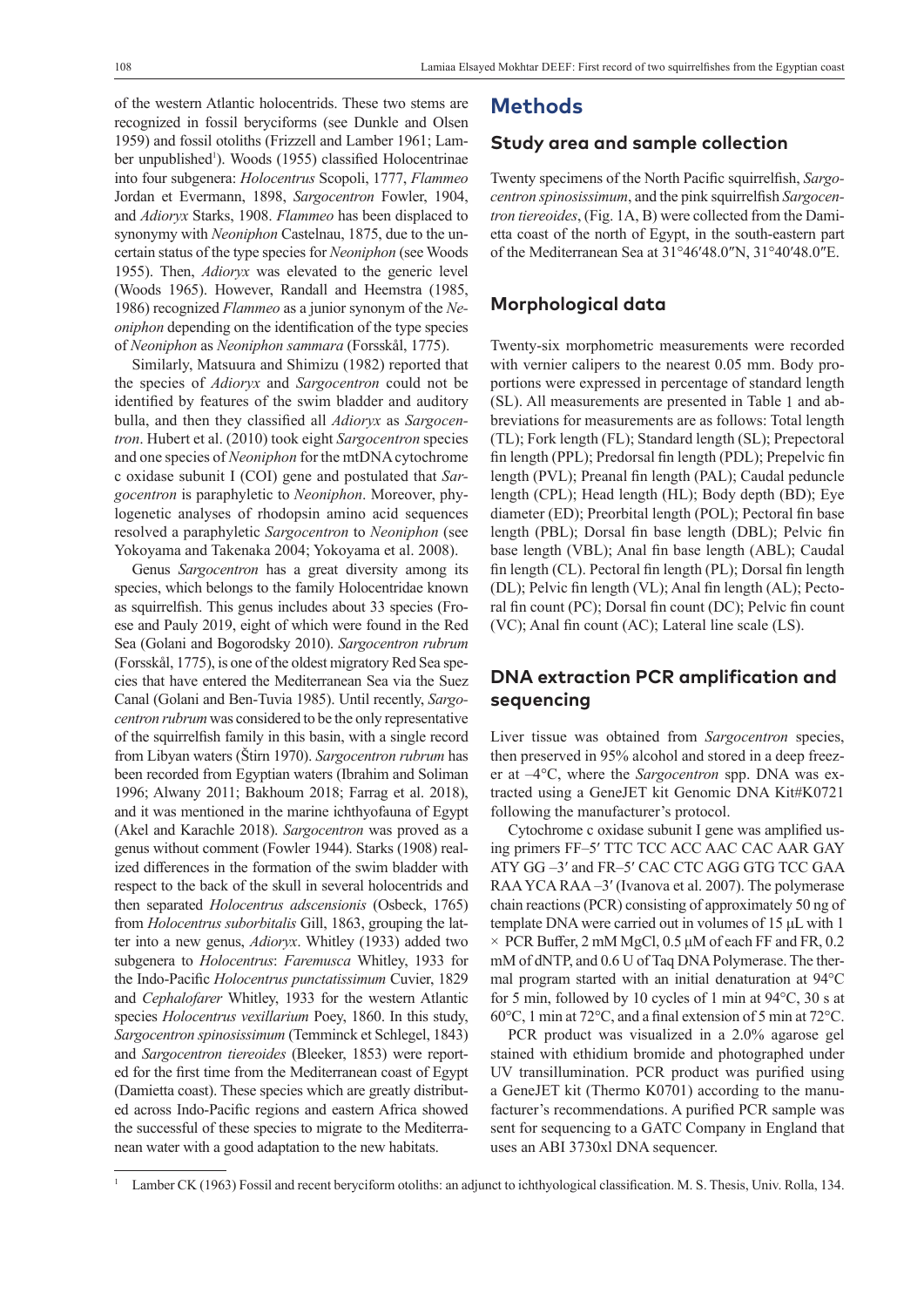of the western Atlantic holocentrids. These two stems are recognized in fossil beryciforms (see Dunkle and Olsen 1959) and fossil otoliths (Frizzell and Lamber 1961; Lamber unpublished[1]). Woods (1955) classified Holocentrinae into four subgenera: *Holocentrus* Scopoli, 1777, *Flammeo* Jordan et Evermann, 1898, *Sargocentron* Fowler, 1904, and *Adioryx* Starks, 1908. *Flammeo* has been displaced to synonymy with *Neoniphon* Castelnau, 1875, due to the uncertain status of the type species for *Neoniphon* (see Woods 1955). Then, *Adioryx* was elevated to the generic level (Woods 1965). However, Randall and Heemstra (1985, 1986) recognized *Flammeo* as a junior synonym of the *Neoniphon* depending on the identification of the type species of *Neoniphon* as *Neoniphon sammara* (Forsskål, 1775).

Similarly, Matsuura and Shimizu (1982) reported that the species of *Adioryx* and *Sargocentron* could not be identified by features of the swim bladder and auditory bulla, and then they classified all *Adioryx* as *Sargocentron*. Hubert et al. (2010) took eight *Sargocentron* species and one species of *Neoniphon* for the mtDNA cytochrome c oxidase subunit I (COI) gene and postulated that *Sargocentron* is paraphyletic to *Neoniphon*. Moreover, phylogenetic analyses of rhodopsin amino acid sequences resolved a paraphyletic *Sargocentron* to *Neoniphon* (see Yokoyama and Takenaka 2004; Yokoyama et al. 2008).

Genus *Sargocentron* has a great diversity among its species, which belongs to the family Holocentridae known as squirrelfish. This genus includes about 33 species (Froese and Pauly 2019, eight of which were found in the Red Sea (Golani and Bogorodsky 2010). *Sargocentron rubrum* (Forsskål, 1775), is one of the oldest migratory Red Sea species that have entered the Mediterranean Sea via the Suez Canal (Golani and Ben-Tuvia 1985). Until recently, *Sargocentron rubrum* was considered to be the only representative of the squirrelfish family in this basin, with a single record from Libyan waters (Štirn 1970). *Sargocentron rubrum* has been recorded from Egyptian waters (Ibrahim and Soliman 1996; Alwany 2011; Bakhoum 2018; Farrag et al. 2018), and it was mentioned in the marine ichthyofauna of Egypt (Akel and Karachle 2018). *Sargocentron* was proved as a genus without comment (Fowler 1944). Starks (1908) realized differences in the formation of the swim bladder with respect to the back of the skull in several holocentrids and then separated *Holocentrus adscensionis* (Osbeck, 1765) from *Holocentrus suborbitalis* Gill, 1863, grouping the latter into a new genus, *Adioryx*. Whitley (1933) added two subgenera to *Holocentrus*: *Faremusca* Whitley, 1933 for the Indo-Pacific *Holocentrus punctatissimum* Cuvier, 1829 and *Cephalofarer* Whitley, 1933 for the western Atlantic species *Holocentrus vexillarium* Poey, 1860. In this study, *Sargocentron spinosissimum* (Temminck et Schlegel, 1843) and *Sargocentron tiereoides* (Bleeker, 1853) were reported for the first time from the Mediterranean coast of Egypt (Damietta coast). These species which are greatly distributed across Indo-Pacific regions and eastern Africa showed the successful of these species to migrate to the Mediterranean water with a good adaptation to the new habitats.

# Methods

## Study area and sample collection

Twenty specimens of the North Pacific squirrelfish, *Sargocentron spinosissimum*, and the pink squirrelfish *Sargocentron tiereoides*, (Fig. 1A, B) were collected from the Damietta coast of the north of Egypt, in the south-eastern part of the Mediterranean Sea at 31°46′48.0″N, 31°40′48.0″E.

## Morphological data

Twenty-six morphometric measurements were recorded with vernier calipers to the nearest 0.05 mm. Body proportions were expressed in percentage of standard length (SL). All measurements are presented in Table 1 and abbreviations for measurements are as follows: Total length (TL); Fork length (FL); Standard length (SL); Prepectoral fin length (PPL); Predorsal fin length (PDL); Prepelvic fin length (PVL); Preanal fin length (PAL); Caudal peduncle length (CPL); Head length (HL); Body depth (BD); Eye diameter (ED); Preorbital length (POL); Pectoral fin base length (PBL); Dorsal fin base length (DBL); Pelvic fin base length (VBL); Anal fin base length (ABL); Caudal fin length (CL). Pectoral fin length (PL); Dorsal fin length (DL); Pelvic fin length (VL); Anal fin length (AL); Pectoral fin count (PC); Dorsal fin count (DC); Pelvic fin count (VC); Anal fin count (AC); Lateral line scale (LS).

## DNA extraction PCR amplification and sequencing

Liver tissue was obtained from *Sargocentron* species, then preserved in 95% alcohol and stored in a deep freezer at –4°C, where the *Sargocentron* spp. DNA was extracted using a GeneJET kit Genomic DNA Kit#K0721 following the manufacturer's protocol.

Cytochrome c oxidase subunit I gene was amplified using primers FF–5′ TTC TCC ACC AAC CAC AAR GAY ATY GG –3′ and FR–5′ CAC CTC AGG GTG TCC GAA RAA YCA RAA –3′ (Ivanova et al. 2007). The polymerase chain reactions (PCR) consisting of approximately 50 ng of template DNA were carried out in volumes of 15 μL with 1 × PCR Buffer, 2 mM MgCl, 0.5 μM of each FF and FR, 0.2 mM of dNTP, and 0.6 U of Taq DNA Polymerase. The thermal program started with an initial denaturation at 94°C for 5 min, followed by 10 cycles of 1 min at 94°C, 30 s at 60°C, 1 min at 72°C, and a final extension of 5 min at 72°C.

PCR product was visualized in a 2.0% agarose gel stained with ethidium bromide and photographed under UV transillumination. PCR product was purified using a GeneJET kit (Thermo K0701) according to the manufacturer's recommendations. A purified PCR sample was sent for sequencing to a GATC Company in England that uses an ABI 3730xl DNA sequencer.

[1] Lamber CK (1963) Fossil and recent beryciform otoliths: an adjunct to ichthyological classification. M. S. Thesis, Univ. Rolla, 134.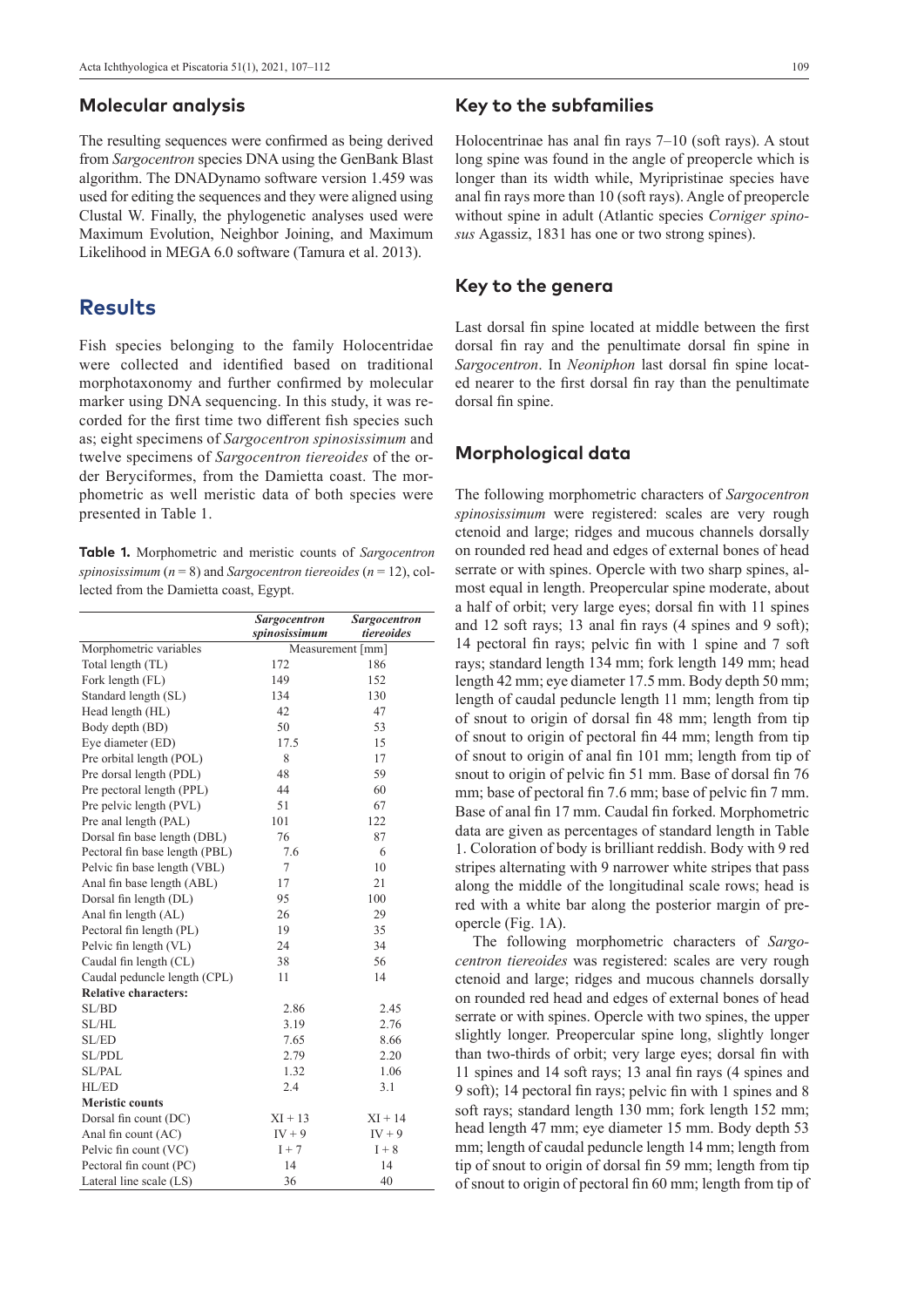### Molecular analysis

The resulting sequences were confirmed as being derived from *Sargocentron* species DNA using the GenBank Blast algorithm. The DNADynamo software version 1.459 was used for editing the sequences and they were aligned using Clustal W. Finally, the phylogenetic analyses used were Maximum Evolution, Neighbor Joining, and Maximum Likelihood in MEGA 6.0 software (Tamura et al. 2013).

## Results

Fish species belonging to the family Holocentridae were collected and identified based on traditional morphotaxonomy and further confirmed by molecular marker using DNA sequencing. In this study, it was recorded for the first time two different fish species such as; eight specimens of *Sargocentron spinosissimum* and twelve specimens of *Sargocentron tiereoides* of the order Beryciformes, from the Damietta coast. The morphometric as well meristic data of both species were presented in Table 1.

**Table 1.** Morphometric and meristic counts of *Sargocentron spinosissimum* ($n = 8$) and *Sargocentron tiereoides* ($n = 12$), collected from the Damietta coast, Egypt.

| | *Sargocentron spinosissimum* | *Sargocentron tiereoides* |
|---|---|---|
| Morphometric variables | Measurement [mm] | |
| Total length (TL) | 172 | 186 |
| Fork length (FL) | 149 | 152 |
| Standard length (SL) | 134 | 130 |
| Head length (HL) | 42 | 47 |
| Body depth (BD) | 50 | 53 |
| Eye diameter (ED) | 17.5 | 15 |
| Pre orbital length (POL) | 8 | 17 |
| Pre dorsal length (PDL) | 48 | 59 |
| Pre pectoral length (PPL) | 44 | 60 |
| Pre pelvic length (PVL) | 51 | 67 |
| Pre anal length (PAL) | 101 | 122 |
| Dorsal fin base length (DBL) | 76 | 87 |
| Pectoral fin base length (PBL) | 7.6 | 6 |
| Pelvic fin base length (VBL) | 7 | 10 |
| Anal fin base length (ABL) | 17 | 21 |
| Dorsal fin length (DL) | 95 | 100 |
| Anal fin length (AL) | 26 | 29 |
| Pectoral fin length (PL) | 19 | 35 |
| Pelvic fin length (VL) | 24 | 34 |
| Caudal fin length (CL) | 38 | 56 |
| Caudal peduncle length (CPL) | 11 | 14 |
| **Relative characters:** | | |
| SL/BD | 2.86 | 2.45 |
| SL/HL | 3.19 | 2.76 |
| SL/ED | 7.65 | 8.66 |
| SL/PDL | 2.79 | 2.20 |
| SL/PAL | 1.32 | 1.06 |
| HL/ED | 2.4 | 3.1 |
| **Meristic counts** | | |
| Dorsal fin count (DC) | XI + 13 | XI + 14 |
| Anal fin count (AC) | IV + 9 | IV + 9 |
| Pelvic fin count (VC) | I + 7 | I + 8 |
| Pectoral fin count (PC) | 14 | 14 |
| Lateral line scale (LS) | 36 | 40 |

### Key to the subfamilies

Holocentrinae has anal fin rays 7–10 (soft rays). A stout long spine was found in the angle of preopercle which is longer than its width while, Myripristinae species have anal fin rays more than 10 (soft rays). Angle of preopercle without spine in adult (Atlantic species *Corniger spinosus* Agassiz, 1831 has one or two strong spines).

### Key to the genera

Last dorsal fin spine located at middle between the first dorsal fin ray and the penultimate dorsal fin spine in *Sargocentron*. In *Neoniphon* last dorsal fin spine located nearer to the first dorsal fin ray than the penultimate dorsal fin spine.

### Morphological data

The following morphometric characters of *Sargocentron spinosissimum* were registered: scales are very rough ctenoid and large; ridges and mucous channels dorsally on rounded red head and edges of external bones of head serrate or with spines. Opercle with two sharp spines, almost equal in length. Preopercular spine moderate, about a half of orbit; very large eyes; dorsal fin with 11 spines and 12 soft rays; 13 anal fin rays (4 spines and 9 soft); 14 pectoral fin rays; pelvic fin with 1 spine and 7 soft rays; standard length 134 mm; fork length 149 mm; head length 42 mm; eye diameter 17.5 mm. Body depth 50 mm; length of caudal peduncle length 11 mm; length from tip of snout to origin of dorsal fin 48 mm; length from tip of snout to origin of pectoral fin 44 mm; length from tip of snout to origin of anal fin 101 mm; length from tip of snout to origin of pelvic fin 51 mm. Base of dorsal fin 76 mm; base of pectoral fin 7.6 mm; base of pelvic fin 7 mm. Base of anal fin 17 mm. Caudal fin forked. Morphometric data are given as percentages of standard length in Table 1. Coloration of body is brilliant reddish. Body with 9 red stripes alternating with 9 narrower white stripes that pass along the middle of the longitudinal scale rows; head is red with a white bar along the posterior margin of preopercle (Fig. 1A).

The following morphometric characters of *Sargocentron tiereoides* was registered: scales are very rough ctenoid and large; ridges and mucous channels dorsally on rounded red head and edges of external bones of head serrate or with spines. Opercle with two spines, the upper slightly longer. Preopercular spine long, slightly longer than two-thirds of orbit; very large eyes; dorsal fin with 11 spines and 14 soft rays; 13 anal fin rays (4 spines and 9 soft); 14 pectoral fin rays; pelvic fin with 1 spines and 8 soft rays; standard length 130 mm; fork length 152 mm; head length 47 mm; eye diameter 15 mm. Body depth 53 mm; length of caudal peduncle length 14 mm; length from tip of snout to origin of dorsal fin 59 mm; length from tip of snout to origin of pectoral fin 60 mm; length from tip of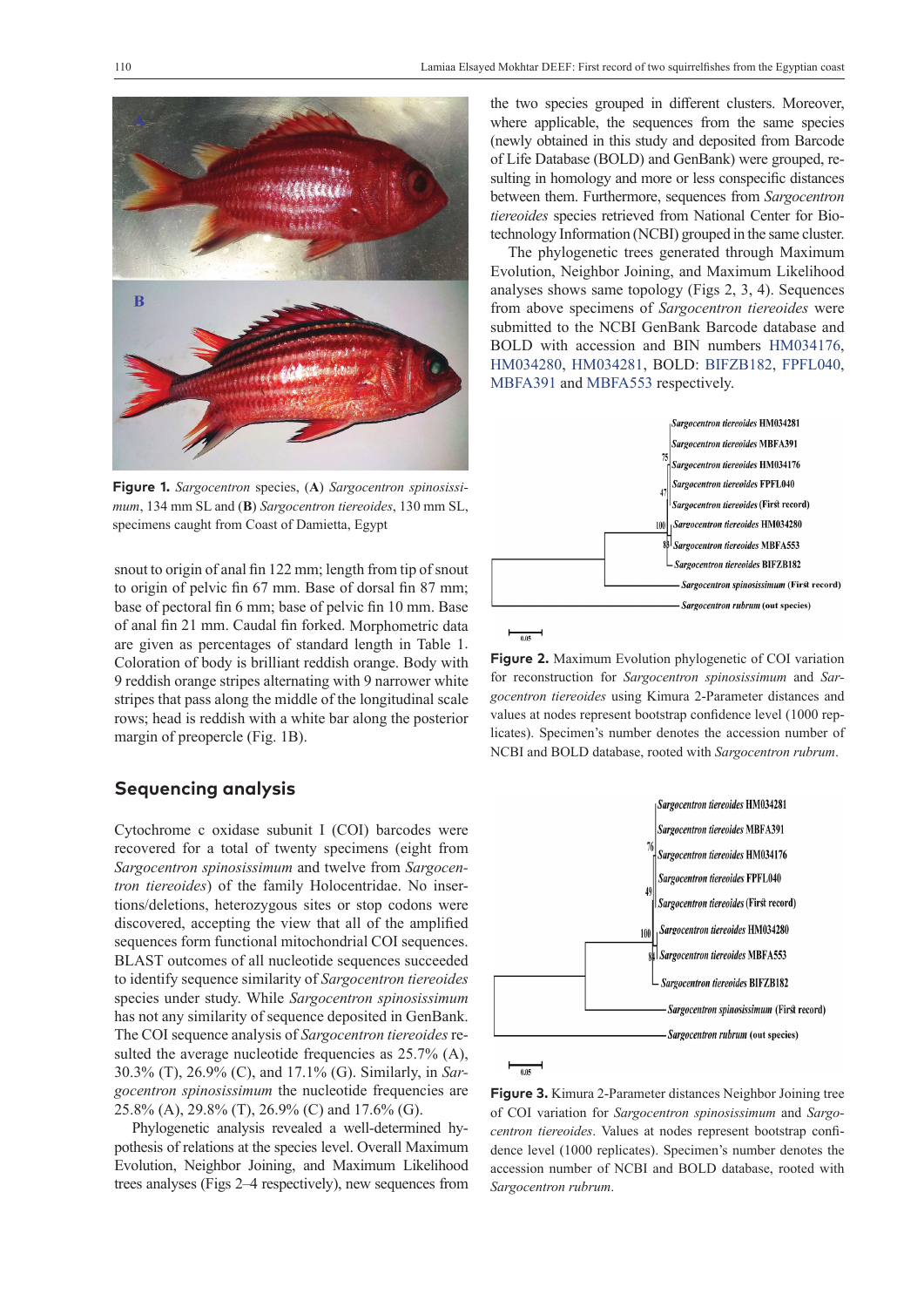Figure 1. *Sargocentron* species, (**A**) *Sargocentron spinosissimum*, 134 mm SL and (**B**) *Sargocentron tiereoides*, 130 mm SL, specimens caught from Coast of Damietta, Egypt

snout to origin of anal fin 122 mm; length from tip of snout to origin of pelvic fin 67 mm. Base of dorsal fin 87 mm; base of pectoral fin 6 mm; base of pelvic fin 10 mm. Base of anal fin 21 mm. Caudal fin forked. Morphometric data are given as percentages of standard length in Table 1. Coloration of body is brilliant reddish orange. Body with 9 reddish orange stripes alternating with 9 narrower white stripes that pass along the middle of the longitudinal scale rows; head is reddish with a white bar along the posterior margin of preopercle (Fig. 1B).

## Sequencing analysis

Cytochrome c oxidase subunit I (COI) barcodes were recovered for a total of twenty specimens (eight from *Sargocentron spinosissimum* and twelve from *Sargocentron tiereoides*) of the family Holocentridae. No insertions/deletions, heterozygous sites or stop codons were discovered, accepting the view that all of the amplified sequences form functional mitochondrial COI sequences. BLAST outcomes of all nucleotide sequences succeeded to identify sequence similarity of *Sargocentron tiereoides* species under study. While *Sargocentron spinosissimum* has not any similarity of sequence deposited in GenBank. The COI sequence analysis of *Sargocentron tiereoides* resulted the average nucleotide frequencies as 25.7% (A), 30.3% (T), 26.9% (C), and 17.1% (G). Similarly, in *Sargocentron spinosissimum* the nucleotide frequencies are 25.8% (A), 29.8% (T), 26.9% (C) and 17.6% (G).

Phylogenetic analysis revealed a well-determined hypothesis of relations at the species level. Overall Maximum Evolution, Neighbor Joining, and Maximum Likelihood trees analyses (Figs 2–4 respectively), new sequences from the two species grouped in different clusters. Moreover, where applicable, the sequences from the same species (newly obtained in this study and deposited from Barcode of Life Database (BOLD) and GenBank) were grouped, resulting in homology and more or less conspecific distances between them. Furthermore, sequences from *Sargocentron tiereoides* species retrieved from National Center for Biotechnology Information (NCBI) grouped in the same cluster.

The phylogenetic trees generated through Maximum Evolution, Neighbor Joining, and Maximum Likelihood analyses shows same topology (Figs 2, 3, 4). Sequences from above specimens of *Sargocentron tiereoides* were submitted to the NCBI GenBank Barcode database and BOLD with accession and BIN numbers HM034176, HM034280, HM034281, BOLD: BIFZB182, FPFL040, MBFA391 and MBFA553 respectively.

Sargocentron tiereoides HM034281
Sargocentron tiereoides MBFA391
Sargocentron tiereoides HM034176
Sargocentron tiereoides FPFL040
Sargocentron tiereoides (First record)
Sargocentron tiereoides HM034280
Sargocentron tiereoides MBFA553
Sargocentron tiereoides BIFZB182
Sargocentron spinosissimum (First record)
Sargocentron rubrum (out species)
75
47
100
83
0.05

**Figure 2.** Maximum Evolution phylogenetic of COI variation for reconstruction for *Sargocentron spinosissimum* and *Sargocentron tiereoides* using Kimura 2-Parameter distances and values at nodes represent bootstrap confidence level (1000 replicates). Specimen's number denotes the accession number of NCBI and BOLD database, rooted with *Sargocentron rubrum*.

Sargocentron tiereoides HM034281
Sargocentron tiereoides MBFA391
Sargocentron tiereoides HM034176
Sargocentron tiereoides FPFL040
Sargocentron tiereoides (First record)
Sargocentron tiereoides HM034280
Sargocentron tiereoides MBFA553
Sargocentron tiereoides BIFZB182
Sargocentron spinosissimum (First record)
Sargocentron rubrum (out species)
76
49
100
81
0.05

**Figure 3.** Kimura 2-Parameter distances Neighbor Joining tree of COI variation for *Sargocentron spinosissimum* and *Sargocentron tiereoides*. Values at nodes represent bootstrap confidence level (1000 replicates). Specimen's number denotes the accession number of NCBI and BOLD database, rooted with *Sargocentron rubrum*.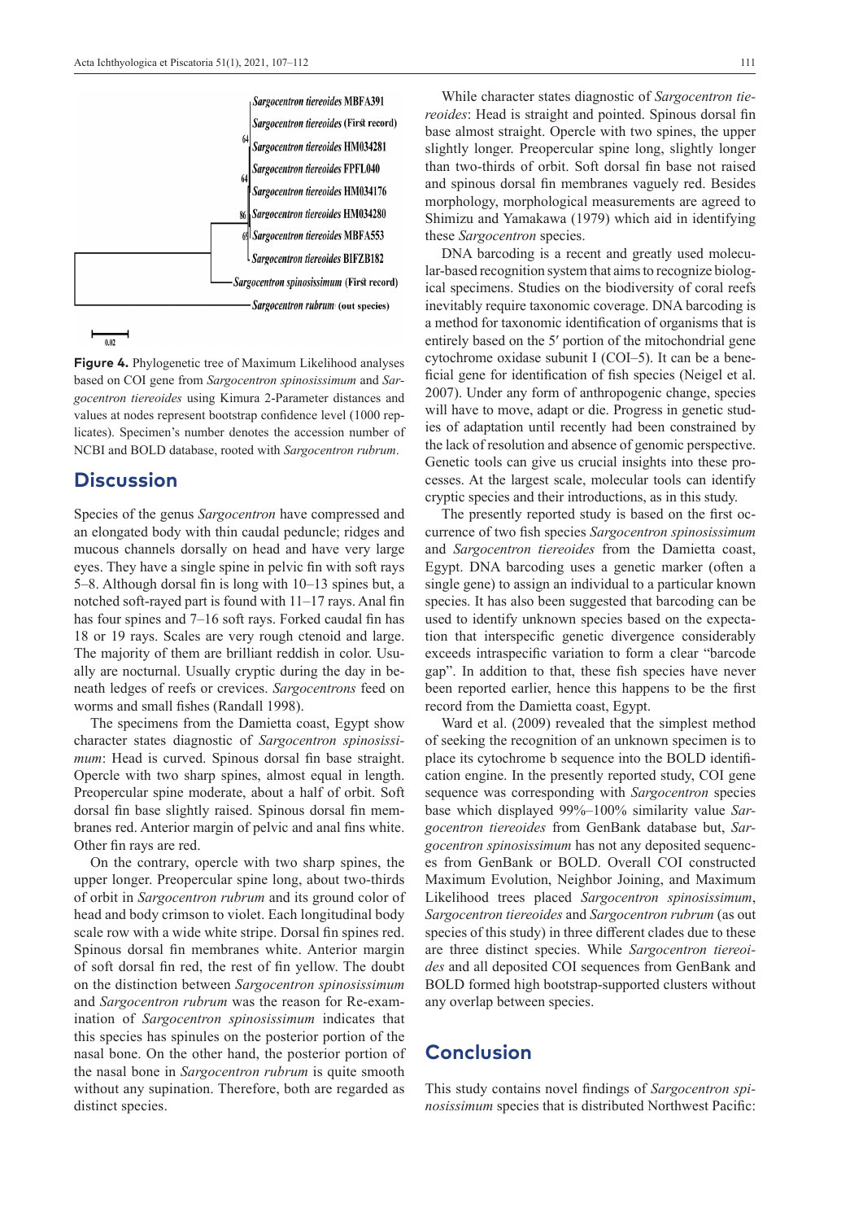Sargocentron tiereoides MBFA391

Sargocentron tiereoides (First record)

64

Sargocentron tiereoides HM034281

Sargocentron tiereoides FPFL040

64

Sargocentron tiereoides HM034176

86

Sargocentron tiereoides HM034280

69

Sargocentron tiereoides MBFA553

Sargocentron tiereoides BIFZB182

Sargocentron spinosissimum (First record)

Sargocentron rubrum (out species)

0.02

**Figure 4.** Phylogenetic tree of Maximum Likelihood analyses based on COI gene from *Sargocentron spinosissimum* and *Sargocentron tiereoides* using Kimura 2-Parameter distances and values at nodes represent bootstrap confidence level (1000 replicates). Specimen's number denotes the accession number of NCBI and BOLD database, rooted with *Sargocentron rubrum*.

## Discussion

Species of the genus *Sargocentron* have compressed and an elongated body with thin caudal peduncle; ridges and mucous channels dorsally on head and have very large eyes. They have a single spine in pelvic fin with soft rays 5–8. Although dorsal fin is long with 10–13 spines but, a notched soft-rayed part is found with 11–17 rays. Anal fin has four spines and 7–16 soft rays. Forked caudal fin has 18 or 19 rays. Scales are very rough ctenoid and large. The majority of them are brilliant reddish in color. Usually are nocturnal. Usually cryptic during the day in beneath ledges of reefs or crevices. *Sargocentrons* feed on worms and small fishes (Randall 1998).

The specimens from the Damietta coast, Egypt show character states diagnostic of *Sargocentron spinosissimum*: Head is curved. Spinous dorsal fin base straight. Opercle with two sharp spines, almost equal in length. Preopercular spine moderate, about a half of orbit. Soft dorsal fin base slightly raised. Spinous dorsal fin membranes red. Anterior margin of pelvic and anal fins white. Other fin rays are red.

On the contrary, opercle with two sharp spines, the upper longer. Preopercular spine long, about two-thirds of orbit in *Sargocentron rubrum* and its ground color of head and body crimson to violet. Each longitudinal body scale row with a wide white stripe. Dorsal fin spines red. Spinous dorsal fin membranes white. Anterior margin of soft dorsal fin red, the rest of fin yellow. The doubt on the distinction between *Sargocentron spinosissimum* and *Sargocentron rubrum* was the reason for Re-examination of *Sargocentron spinosissimum* indicates that this species has spinules on the posterior portion of the nasal bone. On the other hand, the posterior portion of the nasal bone in *Sargocentron rubrum* is quite smooth without any supination. Therefore, both are regarded as distinct species.

While character states diagnostic of *Sargocentron tiereoides*: Head is straight and pointed. Spinous dorsal fin base almost straight. Opercle with two spines, the upper slightly longer. Preopercular spine long, slightly longer than two-thirds of orbit. Soft dorsal fin base not raised and spinous dorsal fin membranes vaguely red. Besides morphology, morphological measurements are agreed to Shimizu and Yamakawa (1979) which aid in identifying these *Sargocentron* species.

DNA barcoding is a recent and greatly used molecular-based recognition system that aims to recognize biological specimens. Studies on the biodiversity of coral reefs inevitably require taxonomic coverage. DNA barcoding is a method for taxonomic identification of organisms that is entirely based on the 5′ portion of the mitochondrial gene cytochrome oxidase subunit I (COI–5). It can be a beneficial gene for identification of fish species (Neigel et al. 2007). Under any form of anthropogenic change, species will have to move, adapt or die. Progress in genetic studies of adaptation until recently had been constrained by the lack of resolution and absence of genomic perspective. Genetic tools can give us crucial insights into these processes. At the largest scale, molecular tools can identify cryptic species and their introductions, as in this study.

The presently reported study is based on the first occurrence of two fish species *Sargocentron spinosissimum* and *Sargocentron tiereoides* from the Damietta coast, Egypt. DNA barcoding uses a genetic marker (often a single gene) to assign an individual to a particular known species. It has also been suggested that barcoding can be used to identify unknown species based on the expectation that interspecific genetic divergence considerably exceeds intraspecific variation to form a clear "barcode gap". In addition to that, these fish species have never been reported earlier, hence this happens to be the first record from the Damietta coast, Egypt.

Ward et al. (2009) revealed that the simplest method of seeking the recognition of an unknown specimen is to place its cytochrome b sequence into the BOLD identification engine. In the presently reported study, COI gene sequence was corresponding with *Sargocentron* species base which displayed 99%–100% similarity value *Sargocentron tiereoides* from GenBank database but, *Sargocentron spinosissimum* has not any deposited sequences from GenBank or BOLD. Overall COI constructed Maximum Evolution, Neighbor Joining, and Maximum Likelihood trees placed *Sargocentron spinosissimum*, *Sargocentron tiereoides* and *Sargocentron rubrum* (as out species of this study) in three different clades due to these are three distinct species. While *Sargocentron tiereoides* and all deposited COI sequences from GenBank and BOLD formed high bootstrap-supported clusters without any overlap between species.

## Conclusion

This study contains novel findings of *Sargocentron spinosissimum* species that is distributed Northwest Pacific: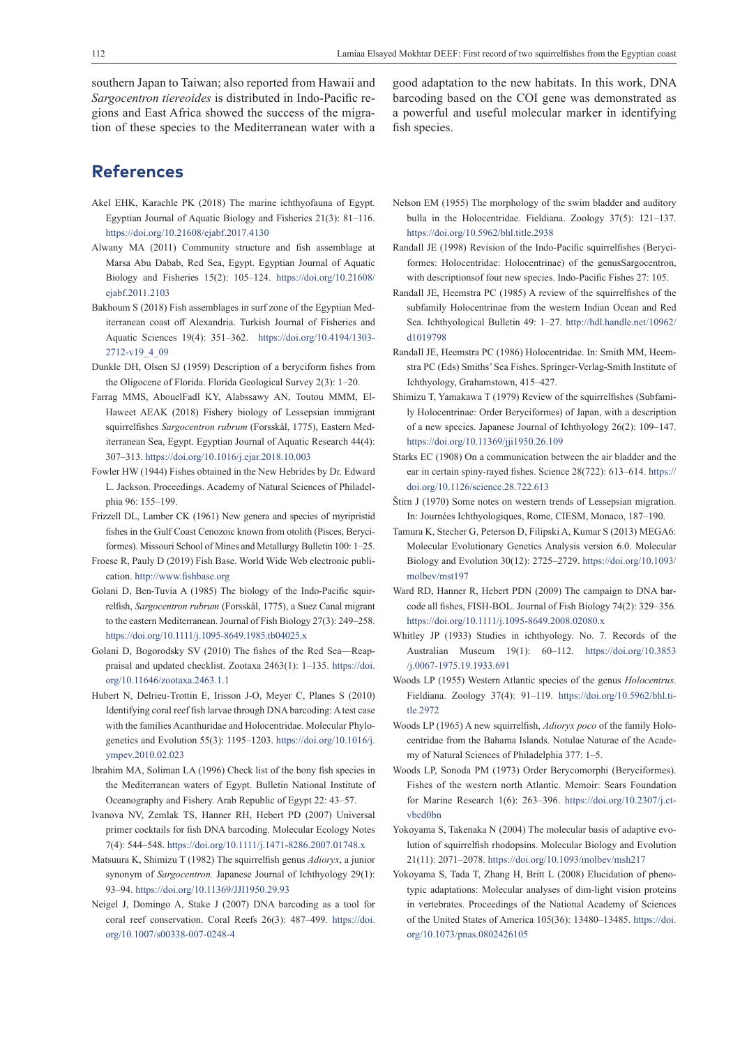southern Japan to Taiwan; also reported from Hawaii and *Sargocentron tiereoides* is distributed in Indo-Pacific regions and East Africa showed the success of the migration of these species to the Mediterranean water with a good adaptation to the new habitats. In this work, DNA barcoding based on the COI gene was demonstrated as a powerful and useful molecular marker in identifying fish species.

## References

Akel EHK, Karachle PK (2018) The marine ichthyofauna of Egypt. Egyptian Journal of Aquatic Biology and Fisheries 21(3): 81–116. https://doi.org/10.21608/ejabf.2017.4130

Alwany MA (2011) Community structure and fish assemblage at Marsa Abu Dabab, Red Sea, Egypt. Egyptian Journal of Aquatic Biology and Fisheries 15(2): 105–124. https://doi.org/10.21608/ejabf.2011.2103

Bakhoum S (2018) Fish assemblages in surf zone of the Egyptian Mediterranean coast off Alexandria. Turkish Journal of Fisheries and Aquatic Sciences 19(4): 351–362. https://doi.org/10.4194/1303-2712-v19_4_09

Dunkle DH, Olsen SJ (1959) Description of a beryciform fishes from the Oligocene of Florida. Florida Geological Survey 2(3): 1–20.

Farrag MMS, AbouelFadl KY, Alabssawy AN, Toutou MMM, El-Haweet AEAK (2018) Fishery biology of Lessepsian immigrant squirrelfishes *Sargocentron rubrum* (Forsskål, 1775), Eastern Mediterranean Sea, Egypt. Egyptian Journal of Aquatic Research 44(4): 307–313. https://doi.org/10.1016/j.ejar.2018.10.003

Fowler HW (1944) Fishes obtained in the New Hebrides by Dr. Edward L. Jackson. Proceedings. Academy of Natural Sciences of Philadelphia 96: 155–199.

Frizzell DL, Lamber CK (1961) New genera and species of myripristid fishes in the Gulf Coast Cenozoic known from otolith (Pisces, Beryciformes). Missouri School of Mines and Metallurgy Bulletin 100: 1–25.

Froese R, Pauly D (2019) Fish Base. World Wide Web electronic publication. http://www.fishbase.org

Golani D, Ben-Tuvia A (1985) The biology of the Indo-Pacific squirrelfish, *Sargocentron rubrum* (Forsskål, 1775), a Suez Canal migrant to the eastern Mediterranean. Journal of Fish Biology 27(3): 249–258. https://doi.org/10.1111/j.1095-8649.1985.tb04025.x

Golani D, Bogorodsky SV (2010) The fishes of the Red Sea—Reappraisal and updated checklist. Zootaxa 2463(1): 1–135. https://doi.org/10.11646/zootaxa.2463.1.1

Hubert N, Delrieu-Trottin E, Irisson J-O, Meyer C, Planes S (2010) Identifying coral reef fish larvae through DNA barcoding: A test case with the families Acanthuridae and Holocentridae. Molecular Phylogenetics and Evolution 55(3): 1195–1203. https://doi.org/10.1016/j.ympev.2010.02.023

Ibrahim MA, Soliman LA (1996) Check list of the bony fish species in the Mediterranean waters of Egypt. Bulletin National Institute of Oceanography and Fishery. Arab Republic of Egypt 22: 43–57.

Ivanova NV, Zemlak TS, Hanner RH, Hebert PD (2007) Universal primer cocktails for fish DNA barcoding. Molecular Ecology Notes 7(4): 544–548. https://doi.org/10.1111/j.1471-8286.2007.01748.x

Matsuura K, Shimizu T (1982) The squirrelfish genus *Adioryx*, a junior synonym of *Sargocentron.* Japanese Journal of Ichthyology 29(1): 93–94. https://doi.org/10.11369/JJI1950.29.93

Neigel J, Domingo A, Stake J (2007) DNA barcoding as a tool for coral reef conservation. Coral Reefs 26(3): 487–499. https://doi.org/10.1007/s00338-007-0248-4

Nelson EM (1955) The morphology of the swim bladder and auditory bulla in the Holocentridae. Fieldiana. Zoology 37(5): 121–137. https://doi.org/10.5962/bhl.title.2938

Randall JE (1998) Revision of the Indo-Pacific squirrelfishes (Beryciformes: Holocentridae: Holocentrinae) of the genusSargocentron, with descriptionsof four new species. Indo-Pacific Fishes 27: 105.

Randall JE, Heemstra PC (1985) A review of the squirrelfishes of the subfamily Holocentrinae from the western Indian Ocean and Red Sea. Ichthyological Bulletin 49: 1–27. http://hdl.handle.net/10962/d1019798

Randall JE, Heemstra PC (1986) Holocentridae. In: Smith MM, Heemstra PC (Eds) Smiths' Sea Fishes. Springer-Verlag-Smith Institute of Ichthyology, Grahamstown, 415–427.

Shimizu T, Yamakawa T (1979) Review of the squirrelfishes (Subfamily Holocentrinae: Order Beryciformes) of Japan, with a description of a new species. Japanese Journal of Ichthyology 26(2): 109–147. https://doi.org/10.11369/jji1950.26.109

Starks EC (1908) On a communication between the air bladder and the ear in certain spiny-rayed fishes. Science 28(722): 613–614. https://doi.org/10.1126/science.28.722.613

Štirn J (1970) Some notes on western trends of Lessepsian migration. In: Journées Ichthyologiques, Rome, CIESM, Monaco, 187–190.

Tamura K, Stecher G, Peterson D, Filipski A, Kumar S (2013) MEGA6: Molecular Evolutionary Genetics Analysis version 6.0. Molecular Biology and Evolution 30(12): 2725–2729. https://doi.org/10.1093/molbev/mst197

Ward RD, Hanner R, Hebert PDN (2009) The campaign to DNA barcode all fishes, FISH-BOL. Journal of Fish Biology 74(2): 329–356. https://doi.org/10.1111/j.1095-8649.2008.02080.x

Whitley JP (1933) Studies in ichthyology. No. 7. Records of the Australian Museum 19(1): 60–112. https://doi.org/10.3853/j.0067-1975.19.1933.691

Woods LP (1955) Western Atlantic species of the genus *Holocentrus*. Fieldiana. Zoology 37(4): 91–119. https://doi.org/10.5962/bhl.title.2972

Woods LP (1965) A new squirrelfish, *Adioryx poco* of the family Holocentridae from the Bahama Islands. Notulae Naturae of the Academy of Natural Sciences of Philadelphia 377: 1–5.

Woods LP, Sonoda PM (1973) Order Berycomorphi (Beryciformes). Fishes of the western north Atlantic. Memoir: Sears Foundation for Marine Research 1(6): 263–396. https://doi.org/10.2307/j.ctvbcd0bn

Yokoyama S, Takenaka N (2004) The molecular basis of adaptive evolution of squirrelfish rhodopsins. Molecular Biology and Evolution 21(11): 2071–2078. https://doi.org/10.1093/molbev/msh217

Yokoyama S, Tada T, Zhang H, Britt L (2008) Elucidation of phenotypic adaptations: Molecular analyses of dim-light vision proteins in vertebrates. Proceedings of the National Academy of Sciences of the United States of America 105(36): 13480–13485. https://doi.org/10.1073/pnas.0802426105